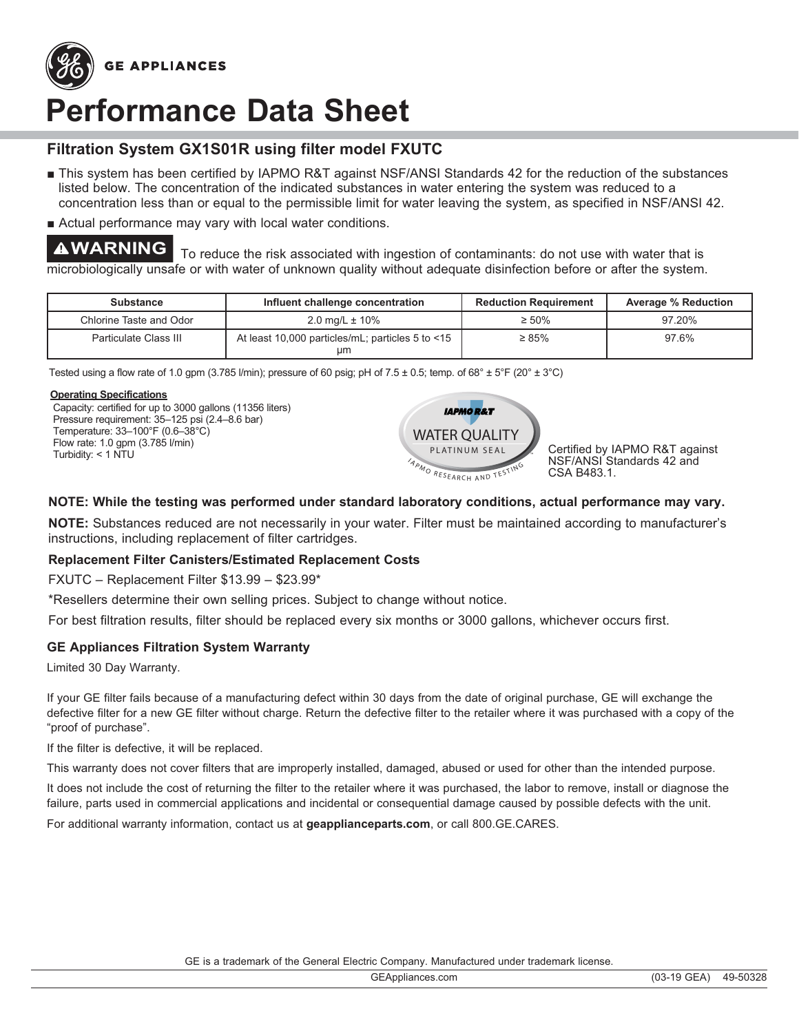GE APPLIANCES

# Performance Data Sheet

## Filtration System GX1S01R using filter model FXUTC

- This system has been certified by IAPMO R&T against NSF/ANSI Standards 42 for the reduction of the substances listed below. The concentration of the indicated substances in water entering the system was reduced to a concentration less than or equal to the permissible limit for water leaving the system, as specified in NSF/ANSI 42.
- Actual performance may vary with local water conditions.

**⚠WARNING** To reduce the risk associated with ingestion of contaminants: do not use with water that is microbiologically unsafe or with water of unknown quality without adequate disinfection before or after the system.

| Substance | Influent challenge concentration | Reduction Requirement | Average % Reduction |
|---|---|---|---|
| Chlorine Taste and Odor | 2.0 mg/L ± 10% | ≥ 50% | 97.20% |
| Particulate Class III | At least 10,000 particles/mL; particles 5 to <15 µm | ≥ 85% | 97.6% |

Tested using a flow rate of 1.0 gpm (3.785 l/min); pressure of 60 psig; pH of 7.5 ± 0.5; temp. of 68° ± 5°F (20° ± 3°C)

**Operating Specifications**

Capacity: certified for up to 3000 gallons (11356 liters)
Pressure requirement: 35–125 psi (2.4–8.6 bar)
Temperature: 33–100°F (0.6–38°C)
Flow rate: 1.0 gpm (3.785 l/min)
Turbidity: < 1 NTU

IAPMO R&T WATER QUALITY PLATINUM SEAL IAPMO RESEARCH AND TESTING

Certified by IAPMO R&T against NSF/ANSI Standards 42 and CSA B483.1.

**NOTE: While the testing was performed under standard laboratory conditions, actual performance may vary.**

**NOTE:** Substances reduced are not necessarily in your water. Filter must be maintained according to manufacturer's instructions, including replacement of filter cartridges.

**Replacement Filter Canisters/Estimated Replacement Costs**

FXUTC – Replacement Filter $13.99 – $23.99*

*Resellers determine their own selling prices. Subject to change without notice.

For best filtration results, filter should be replaced every six months or 3000 gallons, whichever occurs first.

### GE Appliances Filtration System Warranty

Limited 30 Day Warranty.

If your GE filter fails because of a manufacturing defect within 30 days from the date of original purchase, GE will exchange the defective filter for a new GE filter without charge. Return the defective filter to the retailer where it was purchased with a copy of the "proof of purchase".

If the filter is defective, it will be replaced.

This warranty does not cover filters that are improperly installed, damaged, abused or used for other than the intended purpose.

It does not include the cost of returning the filter to the retailer where it was purchased, the labor to remove, install or diagnose the failure, parts used in commercial applications and incidental or consequential damage caused by possible defects with the unit.

For additional warranty information, contact us at **geapplianceparts.com**, or call 800.GE.CARES.

GE is a trademark of the General Electric Company. Manufactured under trademark license.

GEAppliances.com (03-19 GEA) 49-50328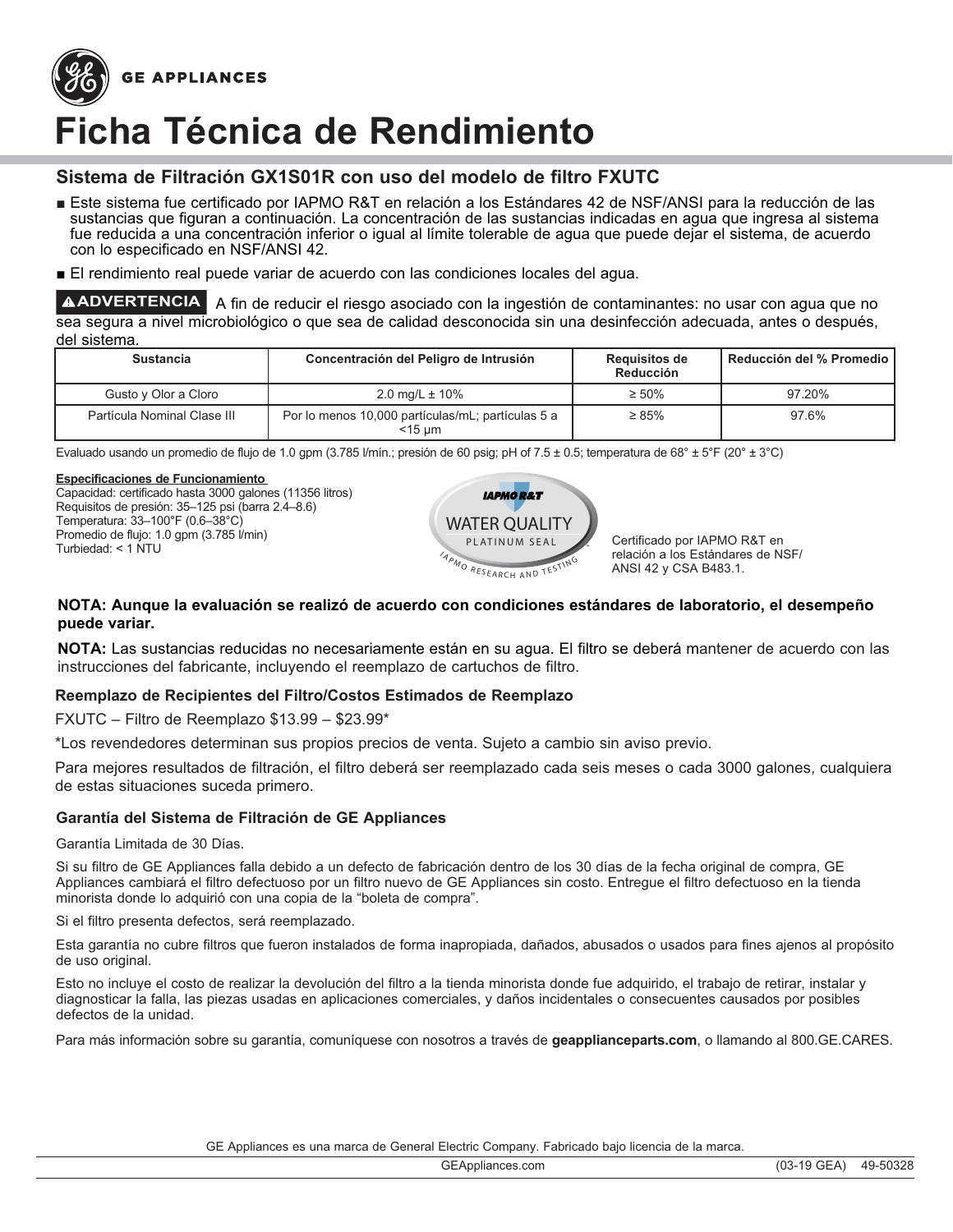GE APPLIANCES

# Ficha Técnica de Rendimiento

## Sistema de Filtración GX1S01R con uso del modelo de filtro FXUTC

- Este sistema fue certificado por IAPMO R&T en relación a los Estándares 42 de NSF/ANSI para la reducción de las sustancias que figuran a continuación. La concentración de las sustancias indicadas en agua que ingresa al sistema fue reducida a una concentración inferior o igual al límite tolerable de agua que puede dejar el sistema, de acuerdo con lo especificado en NSF/ANSI 42.
- El rendimiento real puede variar de acuerdo con las condiciones locales del agua.

**⚠ADVERTENCIA** A fin de reducir el riesgo asociado con la ingestión de contaminantes: no usar con agua que no sea segura a nivel microbiológico o que sea de calidad desconocida sin una desinfección adecuada, antes o después, del sistema.

| Sustancia | Concentración del Peligro de Intrusión | Requisitos de Reducción | Reducción del % Promedio |
|---|---|---|---|
| Gusto y Olor a Cloro | 2.0 mg/L ± 10% | ≥ 50% | 97.20% |
| Partícula Nominal Clase III | Por lo menos 10,000 partículas/mL; partículas 5 a <15 µm | ≥ 85% | 97.6% |

Evaluado usando un promedio de flujo de 1.0 gpm (3.785 l/min.; presión de 60 psig; pH of 7.5 ± 0.5; temperatura de 68° ± 5°F (20° ± 3°C)

**Especificaciones de Funcionamiento**
Capacidad: certificado hasta 3000 galones (11356 litros)
Requisitos de presión: 35–125 psi (barra 2.4–8.6)
Temperatura: 33–100°F (0.6–38°C)
Promedio de flujo: 1.0 gpm (3.785 l/min)
Turbiedad: < 1 NTU

IAPMO R&T WATER QUALITY PLATINUM SEAL IAPMO RESEARCH AND TESTING

Certificado por IAPMO R&T en relación a los Estándares de NSF/ANSI 42 y CSA B483.1.

**NOTA: Aunque la evaluación se realizó de acuerdo con condiciones estándares de laboratorio, el desempeño puede variar.**

**NOTA:** Las sustancias reducidas no necesariamente están en su agua. El filtro se deberá mantener de acuerdo con las instrucciones del fabricante, incluyendo el reemplazo de cartuchos de filtro.

### Reemplazo de Recipientes del Filtro/Costos Estimados de Reemplazo

FXUTC – Filtro de Reemplazo $13.99 – $23.99*

*Los revendedores determinan sus propios precios de venta. Sujeto a cambio sin aviso previo.

Para mejores resultados de filtración, el filtro deberá ser reemplazado cada seis meses o cada 3000 galones, cualquiera de estas situaciones suceda primero.

### Garantía del Sistema de Filtración de GE Appliances

Garantía Limitada de 30 Días.

Si su filtro de GE Appliances falla debido a un defecto de fabricación dentro de los 30 días de la fecha original de compra, GE Appliances cambiará el filtro defectuoso por un filtro nuevo de GE Appliances sin costo. Entregue el filtro defectuoso en la tienda minorista donde lo adquirió con una copia de la "boleta de compra".

Si el filtro presenta defectos, será reemplazado.

Esta garantía no cubre filtros que fueron instalados de forma inapropiada, dañados, abusados o usados para fines ajenos al propósito de uso original.

Esto no incluye el costo de realizar la devolución del filtro a la tienda minorista donde fue adquirido, el trabajo de retirar, instalar y diagnosticar la falla, las piezas usadas en aplicaciones comerciales, y daños incidentales o consecuentes causados por posibles defectos de la unidad.

Para más información sobre su garantía, comuníquese con nosotros a través de **geapplianceparts.com**, o llamando al 800.GE.CARES.

GE Appliances es una marca de General Electric Company. Fabricado bajo licencia de la marca.

GEAppliances.com (03-19 GEA) 49-50328